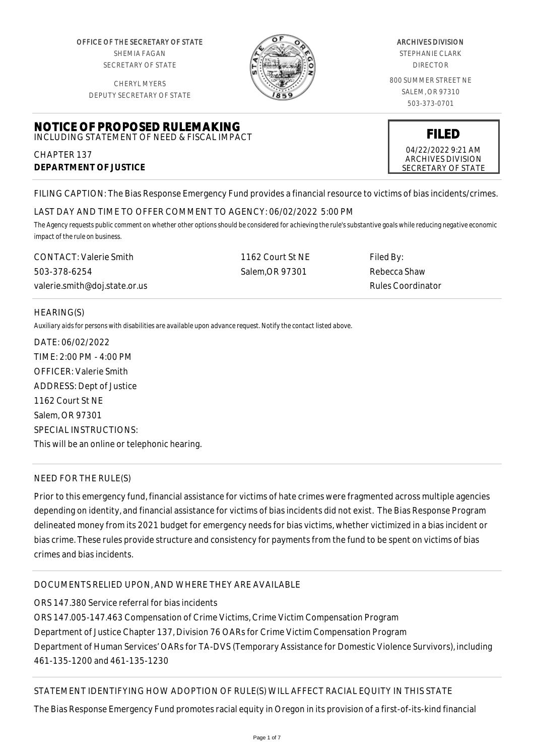OFFICE OF THE SECRETARY OF STATE
SHEMIA FAGAN
SECRETARY OF STATE

CHERYL MYERS
DEPUTY SECRETARY OF STATE

ARCHIVES DIVISION
STEPHANIE CLARK
DIRECTOR

800 SUMMER STREET NE
SALEM, OR 97310
503-373-0701

# NOTICE OF PROPOSED RULEMAKING

INCLUDING STATEMENT OF NEED & FISCAL IMPACT

**FILED**
04/22/2022 9:21 AM
ARCHIVES DIVISION
SECRETARY OF STATE

CHAPTER 137
**DEPARTMENT OF JUSTICE**

FILING CAPTION: The Bias Response Emergency Fund provides a financial resource to victims of bias incidents/crimes.

LAST DAY AND TIME TO OFFER COMMENT TO AGENCY: 06/02/2022 5:00 PM

*The Agency requests public comment on whether other options should be considered for achieving the rule's substantive goals while reducing negative economic impact of the rule on business.*

CONTACT: Valerie Smith
503-378-6254
valerie.smith@doj.state.or.us

1162 Court St NE
Salem,OR 97301

Filed By:
Rebecca Shaw
Rules Coordinator

## HEARING(S)

*Auxiliary aids for persons with disabilities are available upon advance request. Notify the contact listed above.*

DATE: 06/02/2022
TIME: 2:00 PM - 4:00 PM
OFFICER: Valerie Smith
ADDRESS: Dept of Justice
1162 Court St NE
Salem, OR 97301
SPECIAL INSTRUCTIONS:
This will be an online or telephonic hearing.

## NEED FOR THE RULE(S)

Prior to this emergency fund, financial assistance for victims of hate crimes were fragmented across multiple agencies depending on identity, and financial assistance for victims of bias incidents did not exist. The Bias Response Program delineated money from its 2021 budget for emergency needs for bias victims, whether victimized in a bias incident or bias crime. These rules provide structure and consistency for payments from the fund to be spent on victims of bias crimes and bias incidents.

## DOCUMENTS RELIED UPON, AND WHERE THEY ARE AVAILABLE

ORS 147.380 Service referral for bias incidents
ORS 147.005-147.463 Compensation of Crime Victims, Crime Victim Compensation Program
Department of Justice Chapter 137, Division 76 OARs for Crime Victim Compensation Program
Department of Human Services' OARs for TA-DVS (Temporary Assistance for Domestic Violence Survivors), including 461-135-1200 and 461-135-1230

## STATEMENT IDENTIFYING HOW ADOPTION OF RULE(S) WILL AFFECT RACIAL EQUITY IN THIS STATE

The Bias Response Emergency Fund promotes racial equity in Oregon in its provision of a first-of-its-kind financial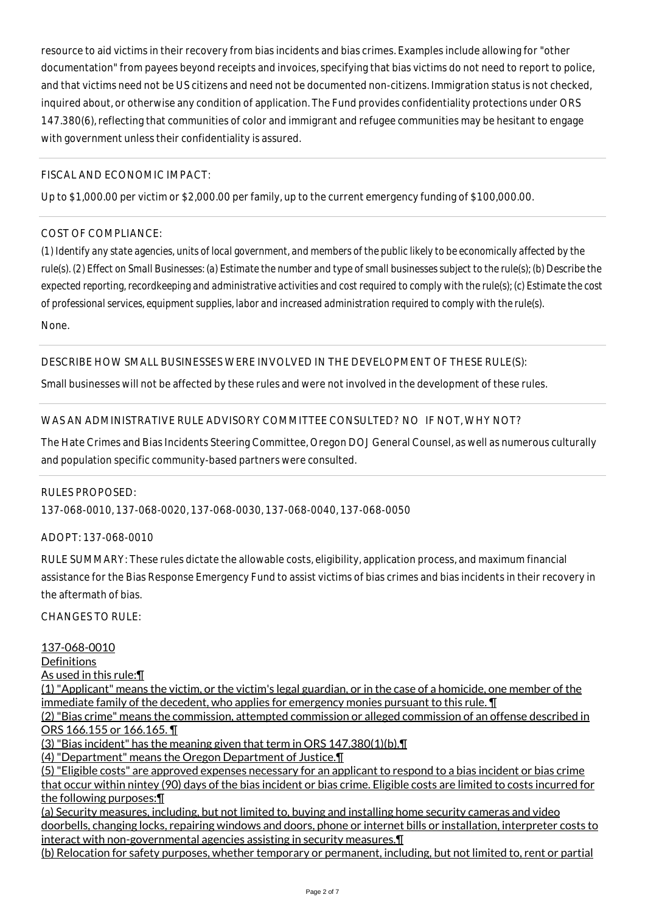resource to aid victims in their recovery from bias incidents and bias crimes. Examples include allowing for "other documentation" from payees beyond receipts and invoices, specifying that bias victims do not need to report to police, and that victims need not be US citizens and need not be documented non-citizens. Immigration status is not checked, inquired about, or otherwise any condition of application. The Fund provides confidentiality protections under ORS 147.380(6), reflecting that communities of color and immigrant and refugee communities may be hesitant to engage with government unless their confidentiality is assured.

FISCAL AND ECONOMIC IMPACT:

Up to $1,000.00 per victim or $2,000.00 per family, up to the current emergency funding of $100,000.00.

COST OF COMPLIANCE:

*(1) Identify any state agencies, units of local government, and members of the public likely to be economically affected by the rule(s). (2) Effect on Small Businesses: (a) Estimate the number and type of small businesses subject to the rule(s); (b) Describe the expected reporting, recordkeeping and administrative activities and cost required to comply with the rule(s); (c) Estimate the cost of professional services, equipment supplies, labor and increased administration required to comply with the rule(s).*

None.

DESCRIBE HOW SMALL BUSINESSES WERE INVOLVED IN THE DEVELOPMENT OF THESE RULE(S):

Small businesses will not be affected by these rules and were not involved in the development of these rules.

WAS AN ADMINISTRATIVE RULE ADVISORY COMMITTEE CONSULTED? NO IF NOT, WHY NOT?

The Hate Crimes and Bias Incidents Steering Committee, Oregon DOJ General Counsel, as well as numerous culturally and population specific community-based partners were consulted.

RULES PROPOSED:

137-068-0010, 137-068-0020, 137-068-0030, 137-068-0040, 137-068-0050

ADOPT: 137-068-0010

RULE SUMMARY: These rules dictate the allowable costs, eligibility, application process, and maximum financial assistance for the Bias Response Emergency Fund to assist victims of bias crimes and bias incidents in their recovery in the aftermath of bias.

CHANGES TO RULE:

137-068-0010
Definitions
As used in this rule:¶
(1) "Applicant" means the victim, or the victim's legal guardian, or in the case of a homicide, one member of the immediate family of the decedent, who applies for emergency monies pursuant to this rule. ¶
(2) "Bias crime" means the commission, attempted commission or alleged commission of an offense described in ORS 166.155 or 166.165. ¶
(3) "Bias incident" has the meaning given that term in ORS 147.380(1)(b).¶
(4) "Department" means the Oregon Department of Justice.¶
(5) "Eligible costs" are approved expenses necessary for an applicant to respond to a bias incident or bias crime that occur within nintey (90) days of the bias incident or bias crime. Eligible costs are limited to costs incurred for the following purposes:¶
(a) Security measures, including, but not limited to, buying and installing home security cameras and video doorbells, changing locks, repairing windows and doors, phone or internet bills or installation, interpreter costs to interact with non-governmental agencies assisting in security measures.¶
(b) Relocation for safety purposes, whether temporary or permanent, including, but not limited to, rent or partial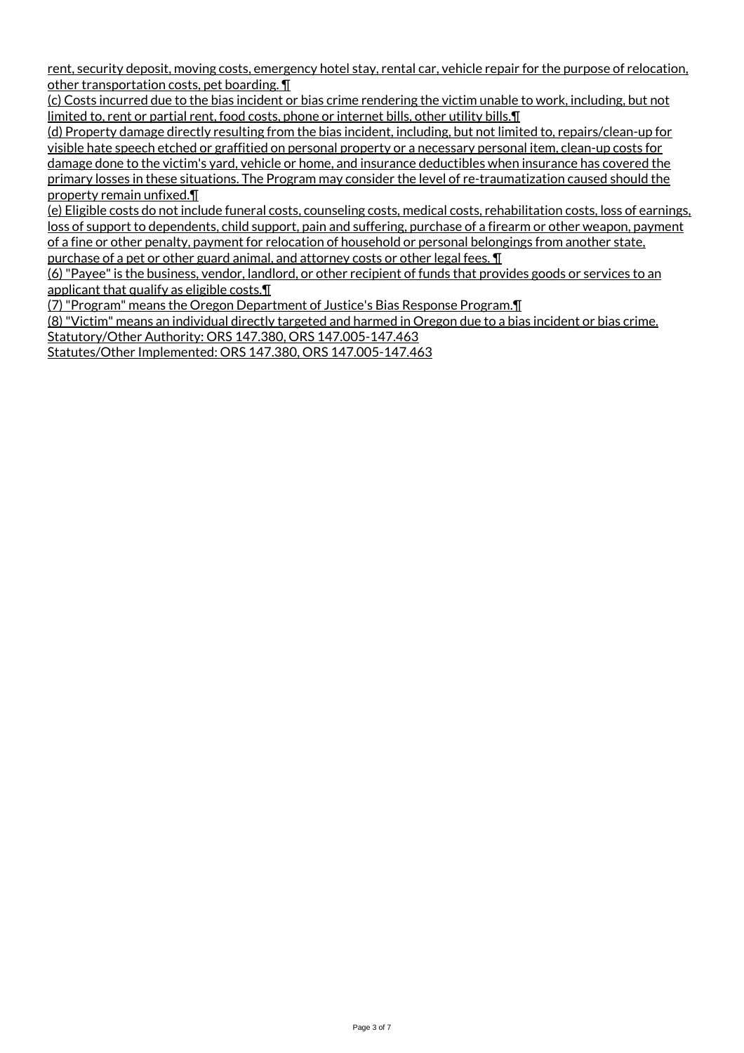rent, security deposit, moving costs, emergency hotel stay, rental car, vehicle repair for the purpose of relocation, other transportation costs, pet boarding. ¶

(c) Costs incurred due to the bias incident or bias crime rendering the victim unable to work, including, but not limited to, rent or partial rent, food costs, phone or internet bills, other utility bills.¶

(d) Property damage directly resulting from the bias incident, including, but not limited to, repairs/clean-up for visible hate speech etched or graffitied on personal property or a necessary personal item, clean-up costs for damage done to the victim's yard, vehicle or home, and insurance deductibles when insurance has covered the primary losses in these situations. The Program may consider the level of re-traumatization caused should the property remain unfixed.¶

(e) Eligible costs do not include funeral costs, counseling costs, medical costs, rehabilitation costs, loss of earnings, loss of support to dependents, child support, pain and suffering, purchase of a firearm or other weapon, payment of a fine or other penalty, payment for relocation of household or personal belongings from another state, purchase of a pet or other guard animal, and attorney costs or other legal fees. ¶

(6) "Payee" is the business, vendor, landlord, or other recipient of funds that provides goods or services to an applicant that qualify as eligible costs.¶

(7) "Program" means the Oregon Department of Justice's Bias Response Program.¶

(8) "Victim" means an individual directly targeted and harmed in Oregon due to a bias incident or bias crime.

Statutory/Other Authority: ORS 147.380, ORS 147.005-147.463

Statutes/Other Implemented: ORS 147.380, ORS 147.005-147.463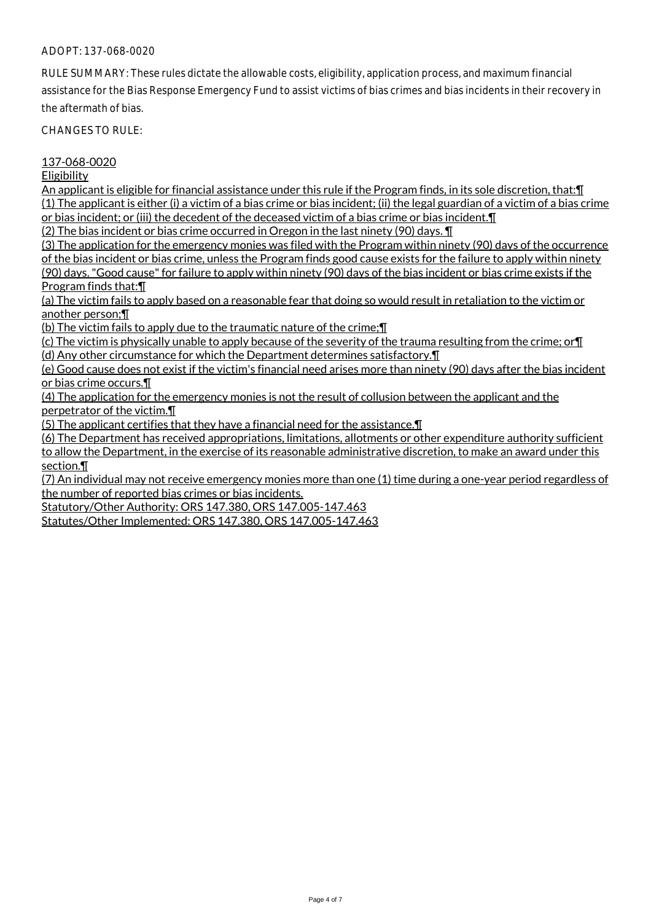ADOPT: 137-068-0020

RULE SUMMARY: These rules dictate the allowable costs, eligibility, application process, and maximum financial assistance for the Bias Response Emergency Fund to assist victims of bias crimes and bias incidents in their recovery in the aftermath of bias.

CHANGES TO RULE:

137-068-0020
Eligibility
An applicant is eligible for financial assistance under this rule if the Program finds, in its sole discretion, that:¶
(1) The applicant is either (i) a victim of a bias crime or bias incident; (ii) the legal guardian of a victim of a bias crime or bias incident; or (iii) the decedent of the deceased victim of a bias crime or bias incident.¶
(2) The bias incident or bias crime occurred in Oregon in the last ninety (90) days. ¶
(3) The application for the emergency monies was filed with the Program within ninety (90) days of the occurrence of the bias incident or bias crime, unless the Program finds good cause exists for the failure to apply within ninety (90) days. "Good cause" for failure to apply within ninety (90) days of the bias incident or bias crime exists if the Program finds that:¶
(a) The victim fails to apply based on a reasonable fear that doing so would result in retaliation to the victim or another person;¶
(b) The victim fails to apply due to the traumatic nature of the crime;¶
(c) The victim is physically unable to apply because of the severity of the trauma resulting from the crime; or¶
(d) Any other circumstance for which the Department determines satisfactory.¶
(e) Good cause does not exist if the victim's financial need arises more than ninety (90) days after the bias incident or bias crime occurs.¶
(4) The application for the emergency monies is not the result of collusion between the applicant and the perpetrator of the victim.¶
(5) The applicant certifies that they have a financial need for the assistance.¶
(6) The Department has received appropriations, limitations, allotments or other expenditure authority sufficient to allow the Department, in the exercise of its reasonable administrative discretion, to make an award under this section.¶
(7) An individual may not receive emergency monies more than one (1) time during a one-year period regardless of the number of reported bias crimes or bias incidents.
Statutory/Other Authority: ORS 147.380, ORS 147.005-147.463
Statutes/Other Implemented: ORS 147.380, ORS 147.005-147.463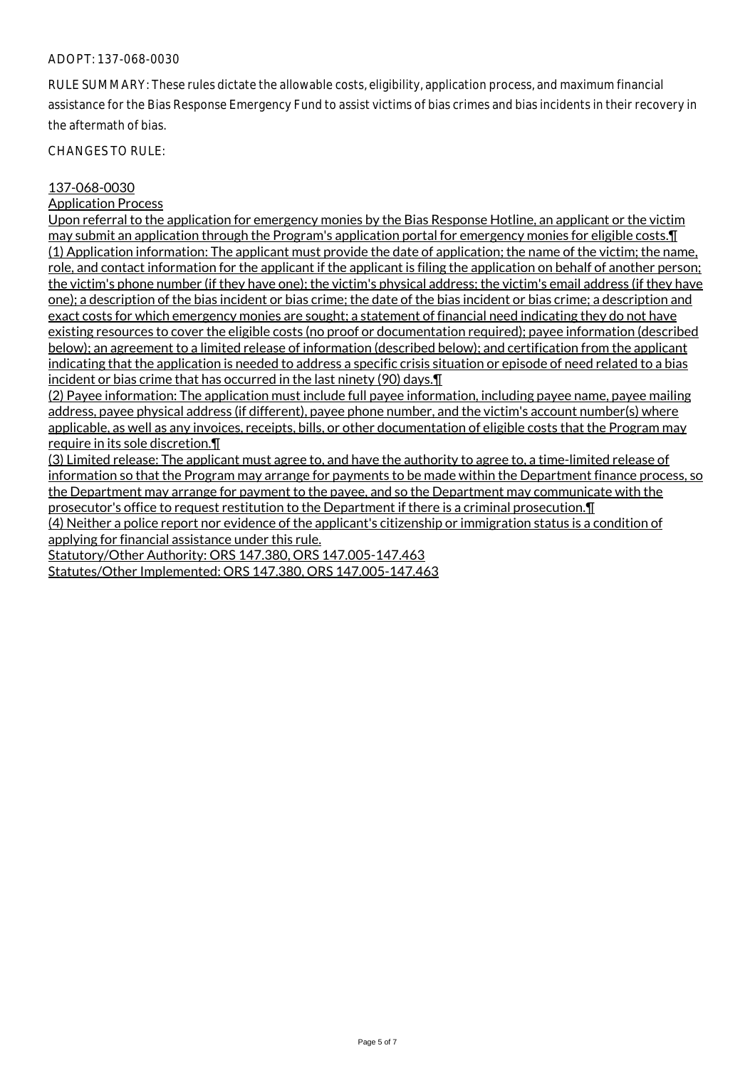ADOPT: 137-068-0030

RULE SUMMARY: These rules dictate the allowable costs, eligibility, application process, and maximum financial assistance for the Bias Response Emergency Fund to assist victims of bias crimes and bias incidents in their recovery in the aftermath of bias.

CHANGES TO RULE:

137-068-0030
Application Process
Upon referral to the application for emergency monies by the Bias Response Hotline, an applicant or the victim may submit an application through the Program's application portal for emergency monies for eligible costs.¶
(1) Application information: The applicant must provide the date of application; the name of the victim; the name, role, and contact information for the applicant if the applicant is filing the application on behalf of another person; the victim's phone number (if they have one); the victim's physical address; the victim's email address (if they have one); a description of the bias incident or bias crime; the date of the bias incident or bias crime; a description and exact costs for which emergency monies are sought; a statement of financial need indicating they do not have existing resources to cover the eligible costs (no proof or documentation required); payee information (described below); an agreement to a limited release of information (described below); and certification from the applicant indicating that the application is needed to address a specific crisis situation or episode of need related to a bias incident or bias crime that has occurred in the last ninety (90) days.¶
(2) Payee information: The application must include full payee information, including payee name, payee mailing address, payee physical address (if different), payee phone number, and the victim's account number(s) where applicable, as well as any invoices, receipts, bills, or other documentation of eligible costs that the Program may require in its sole discretion.¶
(3) Limited release: The applicant must agree to, and have the authority to agree to, a time-limited release of information so that the Program may arrange for payments to be made within the Department finance process, so the Department may arrange for payment to the payee, and so the Department may communicate with the prosecutor's office to request restitution to the Department if there is a criminal prosecution.¶
(4) Neither a police report nor evidence of the applicant's citizenship or immigration status is a condition of applying for financial assistance under this rule.
Statutory/Other Authority: ORS 147.380, ORS 147.005-147.463
Statutes/Other Implemented: ORS 147.380, ORS 147.005-147.463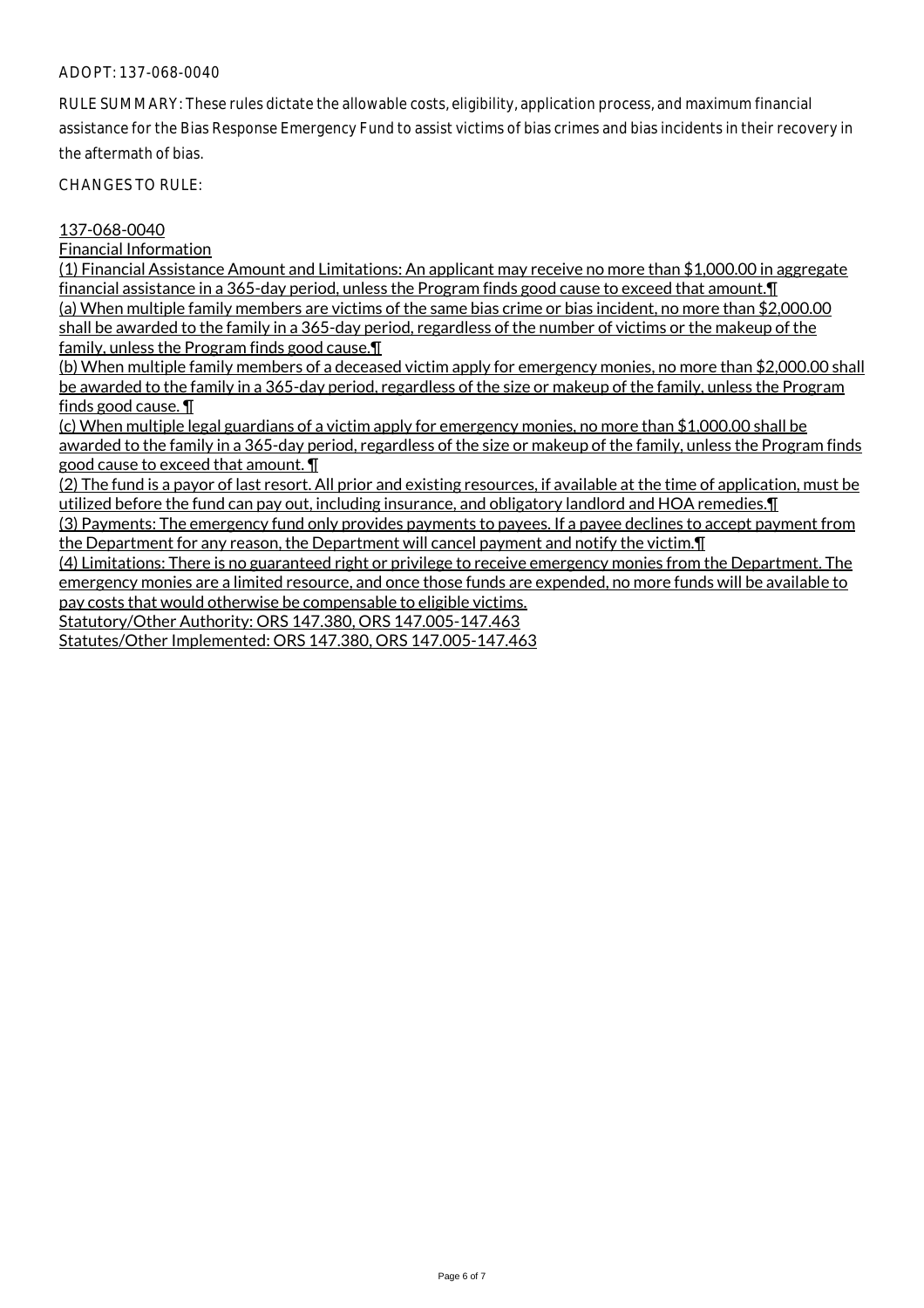ADOPT: 137-068-0040

RULE SUMMARY: These rules dictate the allowable costs, eligibility, application process, and maximum financial assistance for the Bias Response Emergency Fund to assist victims of bias crimes and bias incidents in their recovery in the aftermath of bias.

CHANGES TO RULE:

137-068-0040
Financial Information

(1) Financial Assistance Amount and Limitations: An applicant may receive no more than $1,000.00 in aggregate financial assistance in a 365-day period, unless the Program finds good cause to exceed that amount.¶

(a) When multiple family members are victims of the same bias crime or bias incident, no more than $2,000.00 shall be awarded to the family in a 365-day period, regardless of the number of victims or the makeup of the family, unless the Program finds good cause.¶

(b) When multiple family members of a deceased victim apply for emergency monies, no more than $2,000.00 shall be awarded to the family in a 365-day period, regardless of the size or makeup of the family, unless the Program finds good cause. ¶

(c) When multiple legal guardians of a victim apply for emergency monies, no more than $1,000.00 shall be awarded to the family in a 365-day period, regardless of the size or makeup of the family, unless the Program finds good cause to exceed that amount. ¶

(2) The fund is a payor of last resort. All prior and existing resources, if available at the time of application, must be utilized before the fund can pay out, including insurance, and obligatory landlord and HOA remedies.¶

(3) Payments: The emergency fund only provides payments to payees. If a payee declines to accept payment from the Department for any reason, the Department will cancel payment and notify the victim.¶

(4) Limitations: There is no guaranteed right or privilege to receive emergency monies from the Department. The emergency monies are a limited resource, and once those funds are expended, no more funds will be available to pay costs that would otherwise be compensable to eligible victims.

Statutory/Other Authority: ORS 147.380, ORS 147.005-147.463
Statutes/Other Implemented: ORS 147.380, ORS 147.005-147.463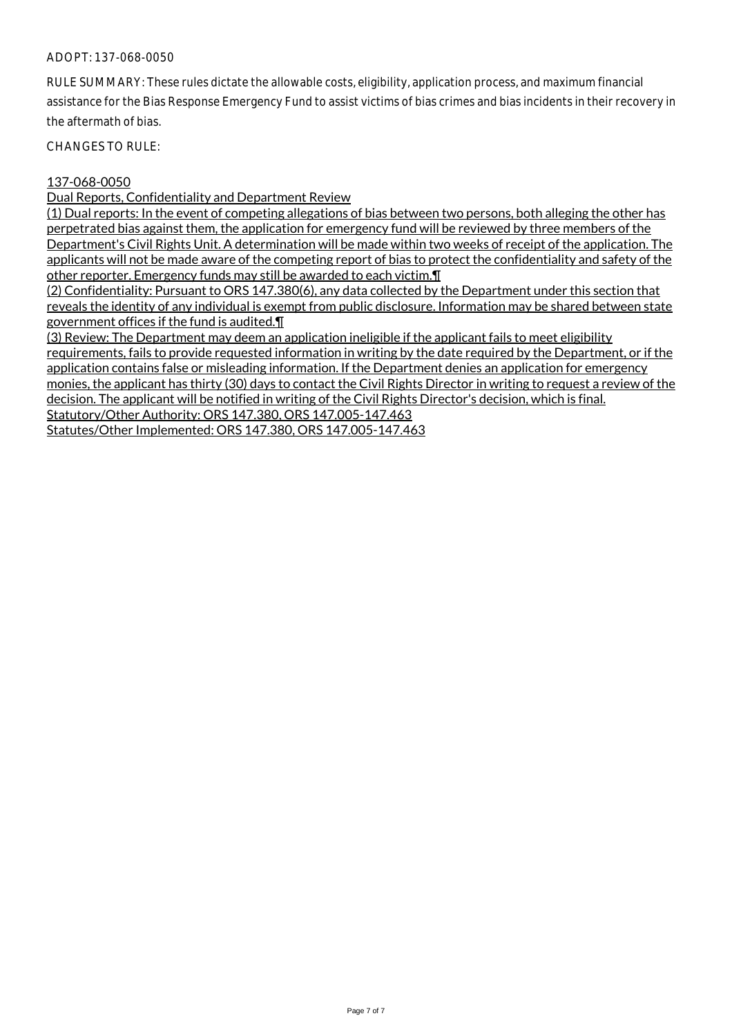ADOPT: 137-068-0050

RULE SUMMARY: These rules dictate the allowable costs, eligibility, application process, and maximum financial assistance for the Bias Response Emergency Fund to assist victims of bias crimes and bias incidents in their recovery in the aftermath of bias.

CHANGES TO RULE:

137-068-0050

Dual Reports, Confidentiality and Department Review

(1) Dual reports: In the event of competing allegations of bias between two persons, both alleging the other has perpetrated bias against them, the application for emergency fund will be reviewed by three members of the Department's Civil Rights Unit. A determination will be made within two weeks of receipt of the application. The applicants will not be made aware of the competing report of bias to protect the confidentiality and safety of the other reporter. Emergency funds may still be awarded to each victim.¶

(2) Confidentiality: Pursuant to ORS 147.380(6), any data collected by the Department under this section that reveals the identity of any individual is exempt from public disclosure. Information may be shared between state government offices if the fund is audited.¶

(3) Review: The Department may deem an application ineligible if the applicant fails to meet eligibility requirements, fails to provide requested information in writing by the date required by the Department, or if the application contains false or misleading information. If the Department denies an application for emergency monies, the applicant has thirty (30) days to contact the Civil Rights Director in writing to request a review of the decision. The applicant will be notified in writing of the Civil Rights Director's decision, which is final.

Statutory/Other Authority: ORS 147.380, ORS 147.005-147.463

Statutes/Other Implemented: ORS 147.380, ORS 147.005-147.463